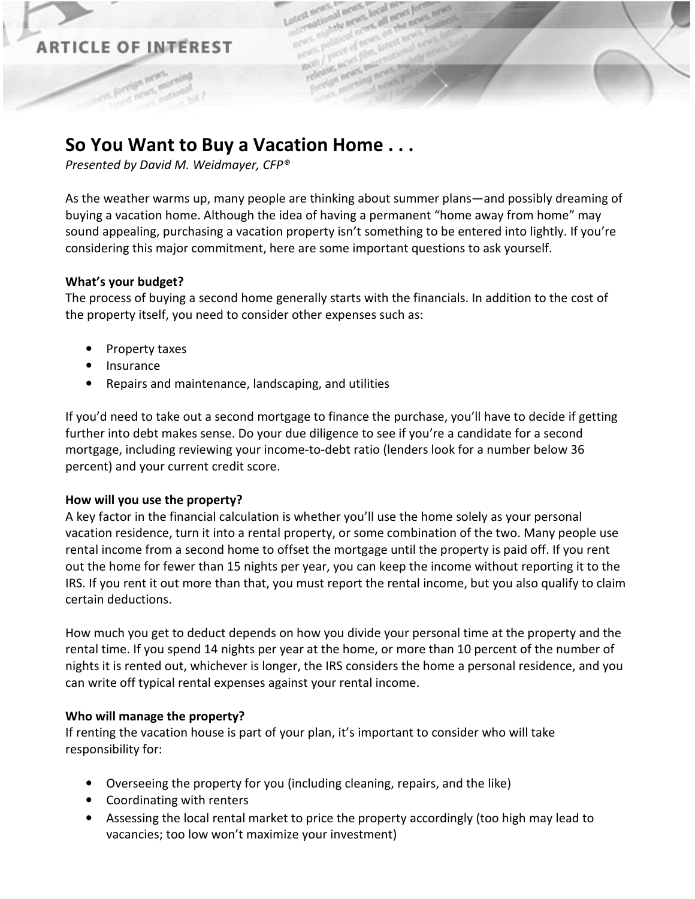ARTICLE OF INTEREST

# So You Want to Buy a Vacation Home . . .

*Presented by David M. Weidmayer, CFP®*

As the weather warms up, many people are thinking about summer plans—and possibly dreaming of buying a vacation home. Although the idea of having a permanent "home away from home" may sound appealing, purchasing a vacation property isn't something to be entered into lightly. If you're considering this major commitment, here are some important questions to ask yourself.

**What's your budget?**

The process of buying a second home generally starts with the financials. In addition to the cost of the property itself, you need to consider other expenses such as:

- Property taxes
- Insurance
- Repairs and maintenance, landscaping, and utilities

If you'd need to take out a second mortgage to finance the purchase, you'll have to decide if getting further into debt makes sense. Do your due diligence to see if you're a candidate for a second mortgage, including reviewing your income-to-debt ratio (lenders look for a number below 36 percent) and your current credit score.

**How will you use the property?**

A key factor in the financial calculation is whether you'll use the home solely as your personal vacation residence, turn it into a rental property, or some combination of the two. Many people use rental income from a second home to offset the mortgage until the property is paid off. If you rent out the home for fewer than 15 nights per year, you can keep the income without reporting it to the IRS. If you rent it out more than that, you must report the rental income, but you also qualify to claim certain deductions.

How much you get to deduct depends on how you divide your personal time at the property and the rental time. If you spend 14 nights per year at the home, or more than 10 percent of the number of nights it is rented out, whichever is longer, the IRS considers the home a personal residence, and you can write off typical rental expenses against your rental income.

**Who will manage the property?**

If renting the vacation house is part of your plan, it's important to consider who will take responsibility for:

- Overseeing the property for you (including cleaning, repairs, and the like)
- Coordinating with renters
- Assessing the local rental market to price the property accordingly (too high may lead to vacancies; too low won't maximize your investment)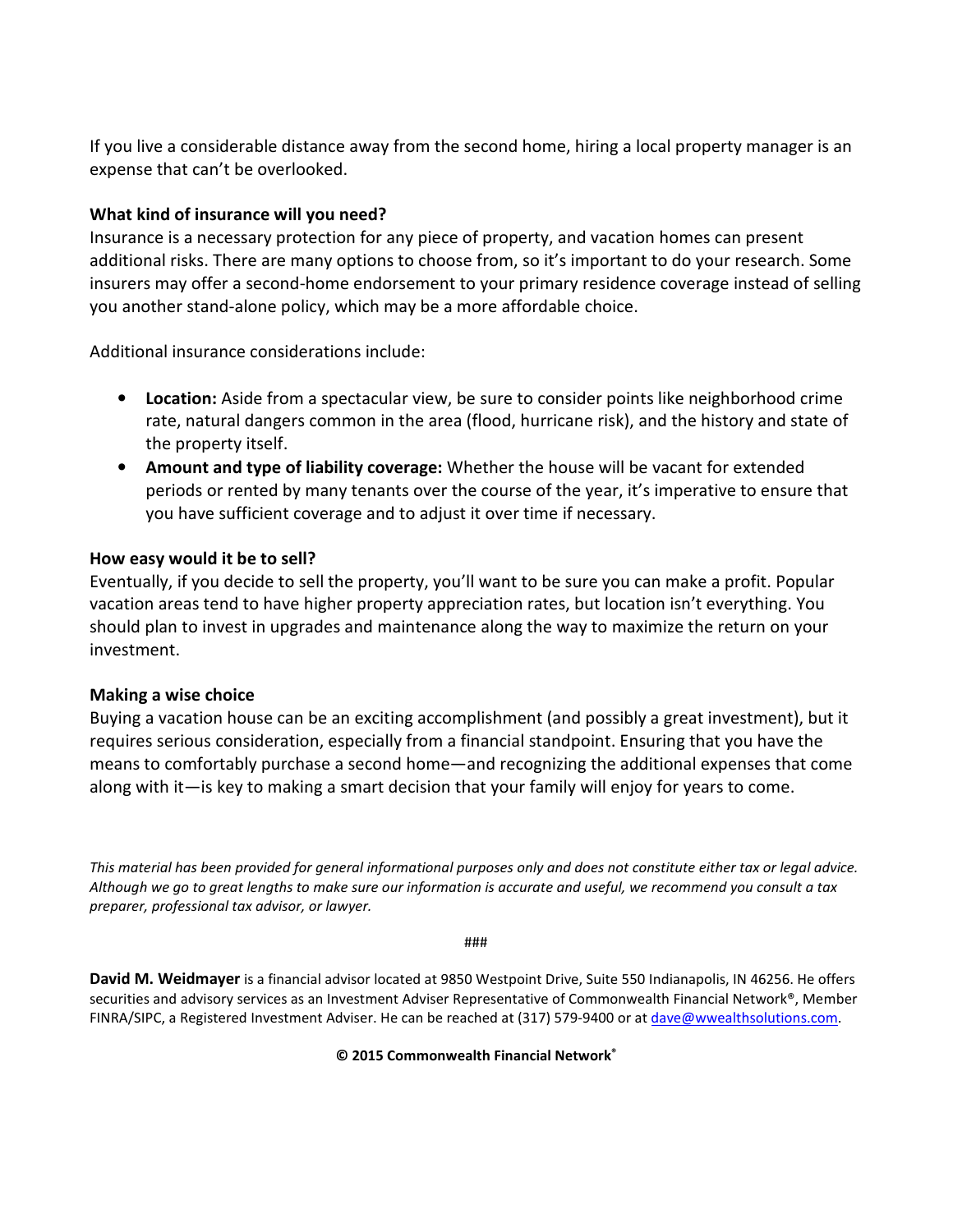If you live a considerable distance away from the second home, hiring a local property manager is an expense that can't be overlooked.

**What kind of insurance will you need?**

Insurance is a necessary protection for any piece of property, and vacation homes can present additional risks. There are many options to choose from, so it's important to do your research. Some insurers may offer a second-home endorsement to your primary residence coverage instead of selling you another stand-alone policy, which may be a more affordable choice.

Additional insurance considerations include:

- **Location:** Aside from a spectacular view, be sure to consider points like neighborhood crime rate, natural dangers common in the area (flood, hurricane risk), and the history and state of the property itself.
- **Amount and type of liability coverage:** Whether the house will be vacant for extended periods or rented by many tenants over the course of the year, it's imperative to ensure that you have sufficient coverage and to adjust it over time if necessary.

**How easy would it be to sell?**

Eventually, if you decide to sell the property, you'll want to be sure you can make a profit. Popular vacation areas tend to have higher property appreciation rates, but location isn't everything. You should plan to invest in upgrades and maintenance along the way to maximize the return on your investment.

**Making a wise choice**

Buying a vacation house can be an exciting accomplishment (and possibly a great investment), but it requires serious consideration, especially from a financial standpoint. Ensuring that you have the means to comfortably purchase a second home—and recognizing the additional expenses that come along with it—is key to making a smart decision that your family will enjoy for years to come.

*This material has been provided for general informational purposes only and does not constitute either tax or legal advice. Although we go to great lengths to make sure our information is accurate and useful, we recommend you consult a tax preparer, professional tax advisor, or lawyer.*

###

**David M. Weidmayer** is a financial advisor located at 9850 Westpoint Drive, Suite 550 Indianapolis, IN 46256. He offers securities and advisory services as an Investment Adviser Representative of Commonwealth Financial Network®, Member FINRA/SIPC, a Registered Investment Adviser. He can be reached at (317) 579-9400 or at dave@wwealthsolutions.com.

**© 2015 Commonwealth Financial Network®**